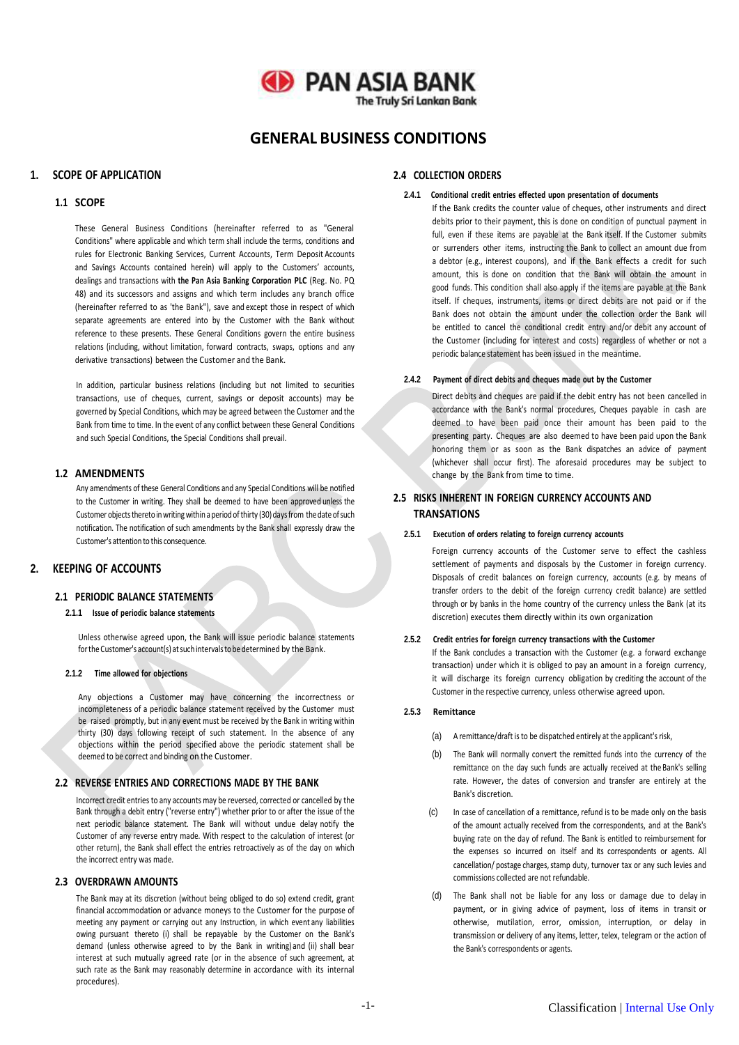PAN ASIA BANK
The Truly Sri Lankan Bank

# GENERAL BUSINESS CONDITIONS

## 1. SCOPE OF APPLICATION

### 1.1 SCOPE

These General Business Conditions (hereinafter referred to as "General Conditions" where applicable and which term shall include the terms, conditions and rules for Electronic Banking Services, Current Accounts, Term Deposit Accounts and Savings Accounts contained herein) will apply to the Customers' accounts, dealings and transactions with **the Pan Asia Banking Corporation PLC** (Reg. No. PQ 48) and its successors and assigns and which term includes any branch office (hereinafter referred to as 'the Bank"), save and except those in respect of which separate agreements are entered into by the Customer with the Bank without reference to these presents. These General Conditions govern the entire business relations (including, without limitation, forward contracts, swaps, options and any derivative transactions) between the Customer and the Bank.

In addition, particular business relations (including but not limited to securities transactions, use of cheques, current, savings or deposit accounts) may be governed by Special Conditions, which may be agreed between the Customer and the Bank from time to time. In the event of any conflict between these General Conditions and such Special Conditions, the Special Conditions shall prevail.

### 1.2 AMENDMENTS

Any amendments of these General Conditions and any Special Conditions will be notified to the Customer in writing. They shall be deemed to have been approved unless the Customer objects thereto in writing within a period of thirty (30) days from the date of such notification. The notification of such amendments by the Bank shall expressly draw the Customer's attention to this consequence.

## 2. KEEPING OF ACCOUNTS

### 2.1 PERIODIC BALANCE STATEMENTS

#### 2.1.1 Issue of periodic balance statements

Unless otherwise agreed upon, the Bank will issue periodic balance statements for the Customer's account(s) at such intervals to be determined by the Bank.

#### 2.1.2 Time allowed for objections

Any objections a Customer may have concerning the incorrectness or incompleteness of a periodic balance statement received by the Customer must be raised promptly, but in any event must be received by the Bank in writing within thirty (30) days following receipt of such statement. In the absence of any objections within the period specified above the periodic statement shall be deemed to be correct and binding on the Customer.

### 2.2 REVERSE ENTRIES AND CORRECTIONS MADE BY THE BANK

Incorrect credit entries to any accounts may be reversed, corrected or cancelled by the Bank through a debit entry ("reverse entry") whether prior to or after the issue of the next periodic balance statement. The Bank will without undue delay notify the Customer of any reverse entry made. With respect to the calculation of interest (or other return), the Bank shall effect the entries retroactively as of the day on which the incorrect entry was made.

### 2.3 OVERDRAWN AMOUNTS

The Bank may at its discretion (without being obliged to do so) extend credit, grant financial accommodation or advance moneys to the Customer for the purpose of meeting any payment or carrying out any Instruction, in which event any liabilities owing pursuant thereto (i) shall be repayable by the Customer on the Bank's demand (unless otherwise agreed to by the Bank in writing) and (ii) shall bear interest at such mutually agreed rate (or in the absence of such agreement, at such rate as the Bank may reasonably determine in accordance with its internal procedures).

### 2.4 COLLECTION ORDERS

#### 2.4.1 Conditional credit entries effected upon presentation of documents

If the Bank credits the counter value of cheques, other instruments and direct debits prior to their payment, this is done on condition of punctual payment in full, even if these items are payable at the Bank itself. If the Customer submits or surrenders other items, instructing the Bank to collect an amount due from a debtor (e.g., interest coupons), and if the Bank effects a credit for such amount, this is done on condition that the Bank will obtain the amount in good funds. This condition shall also apply if the items are payable at the Bank itself. If cheques, instruments, items or direct debits are not paid or if the Bank does not obtain the amount under the collection order the Bank will be entitled to cancel the conditional credit entry and/or debit any account of the Customer (including for interest and costs) regardless of whether or not a periodic balance statement has been issued in the meantime.

#### 2.4.2 Payment of direct debits and cheques made out by the Customer

Direct debits and cheques are paid if the debit entry has not been cancelled in accordance with the Bank's normal procedures, Cheques payable in cash are deemed to have been paid once their amount has been paid to the presenting party. Cheques are also deemed to have been paid upon the Bank honoring them or as soon as the Bank dispatches an advice of payment (whichever shall occur first). The aforesaid procedures may be subject to change by the Bank from time to time.

### 2.5 RISKS INHERENT IN FOREIGN CURRENCY ACCOUNTS AND TRANSATIONS

#### 2.5.1 Execution of orders relating to foreign currency accounts

Foreign currency accounts of the Customer serve to effect the cashless settlement of payments and disposals by the Customer in foreign currency. Disposals of credit balances on foreign currency, accounts (e.g. by means of transfer orders to the debit of the foreign currency credit balance) are settled through or by banks in the home country of the currency unless the Bank (at its discretion) executes them directly within its own organization

#### 2.5.2 Credit entries for foreign currency transactions with the Customer

If the Bank concludes a transaction with the Customer (e.g. a forward exchange transaction) under which it is obliged to pay an amount in a foreign currency, it will discharge its foreign currency obligation by crediting the account of the Customer in the respective currency, unless otherwise agreed upon.

#### 2.5.3 Remittance

(a) A remittance/draft is to be dispatched entirely at the applicant's risk,

(b) The Bank will normally convert the remitted funds into the currency of the remittance on the day such funds are actually received at the Bank's selling rate. However, the dates of conversion and transfer are entirely at the Bank's discretion.

(c) In case of cancellation of a remittance, refund is to be made only on the basis of the amount actually received from the correspondents, and at the Bank's buying rate on the day of refund. The Bank is entitled to reimbursement for the expenses so incurred on itself and its correspondents or agents. All cancellation/ postage charges, stamp duty, turnover tax or any such levies and commissions collected are not refundable.

(d) The Bank shall not be liable for any loss or damage due to delay in payment, or in giving advice of payment, loss of items in transit or otherwise, mutilation, error, omission, interruption, or delay in transmission or delivery of any items, letter, telex, telegram or the action of the Bank's correspondents or agents.

Classification | Internal Use Only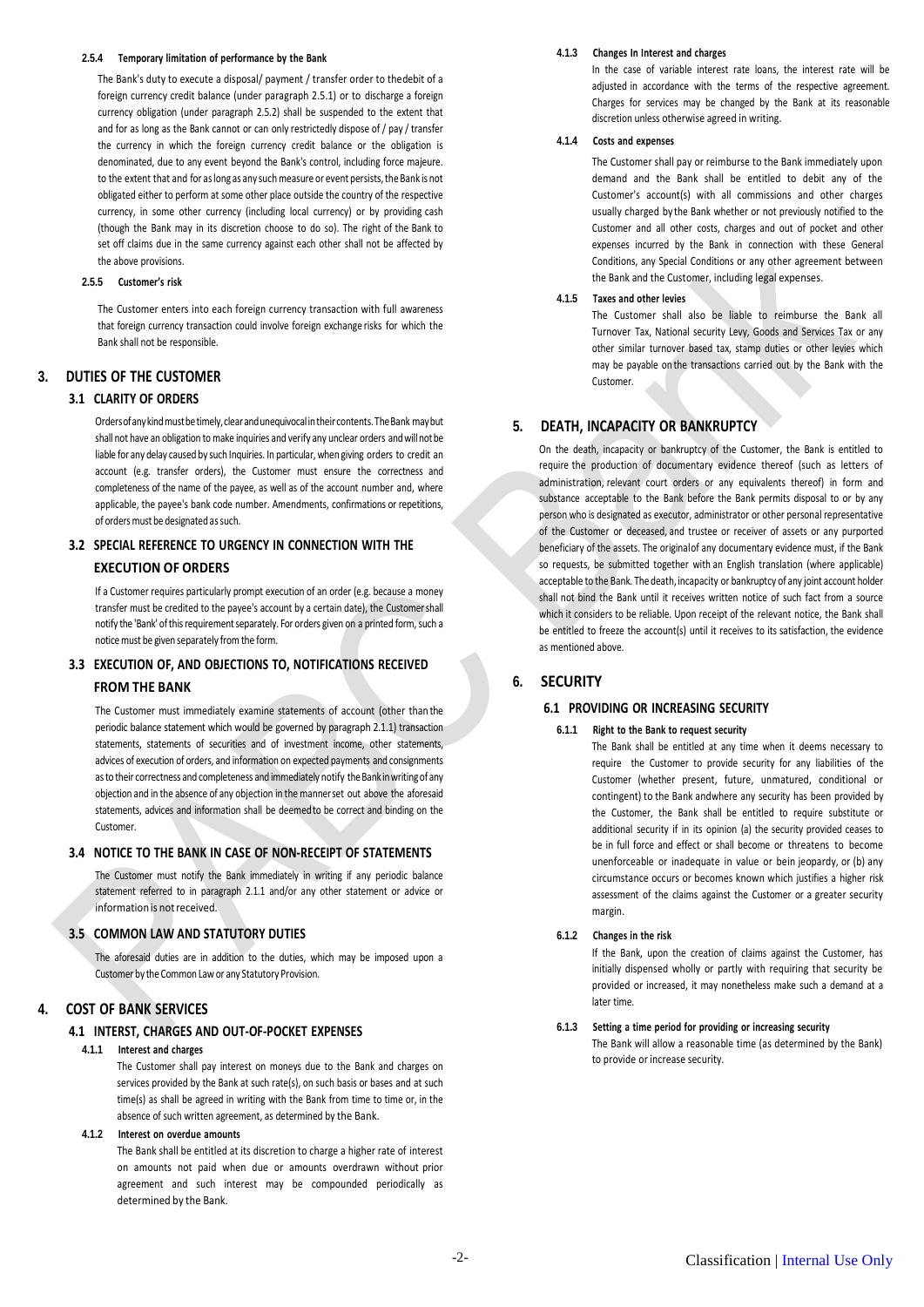#### 2.5.4 Temporary limitation of performance by the Bank

The Bank's duty to execute a disposal/ payment / transfer order to thedebit of a foreign currency credit balance (under paragraph 2.5.1) or to discharge a foreign currency obligation (under paragraph 2.5.2) shall be suspended to the extent that and for as long as the Bank cannot or can only restrictedly dispose of / pay / transfer the currency in which the foreign currency credit balance or the obligation is denominated, due to any event beyond the Bank's control, including force majeure. to the extent that and for as long as any such measure or event persists, the Bank is not obligated either to perform at some other place outside the country of the respective currency, in some other currency (including local currency) or by providing cash (though the Bank may in its discretion choose to do so). The right of the Bank to set off claims due in the same currency against each other shall not be affected by the above provisions.

#### 2.5.5 Customer's risk

The Customer enters into each foreign currency transaction with full awareness that foreign currency transaction could involve foreign exchange risks for which the Bank shall not be responsible.

## 3. DUTIES OF THE CUSTOMER

### 3.1 CLARITY OF ORDERS

Orders of any kind must be timely, clear and unequivocal in their contents. The Bank may but shall not have an obligation to make inquiries and verify any unclear orders and will not be liable for any delay caused by such Inquiries. In particular, when giving orders to credit an account (e.g. transfer orders), the Customer must ensure the correctness and completeness of the name of the payee, as well as of the account number and, where applicable, the payee's bank code number. Amendments, confirmations or repetitions, of orders must be designated as such.

### 3.2 SPECIAL REFERENCE TO URGENCY IN CONNECTION WITH THE EXECUTION OF ORDERS

If a Customer requires particularly prompt execution of an order (e.g. because a money transfer must be credited to the payee's account by a certain date), the Customer shall notify the 'Bank' of this requirement separately. For orders given on a printed form, such a notice must be given separately from the form.

### 3.3 EXECUTION OF, AND OBJECTIONS TO, NOTIFICATIONS RECEIVED FROM THE BANK

The Customer must immediately examine statements of account (other than the periodic balance statement which would be governed by paragraph 2.1.1) transaction statements, statements of securities and of investment income, other statements, advices of execution of orders, and information on expected payments and consignments as to their correctness and completeness and immediately notify the Bank in writing of any objection and in the absence of any objection in the manner set out above the aforesaid statements, advices and information shall be deemed to be correct and binding on the Customer.

### 3.4 NOTICE TO THE BANK IN CASE OF NON-RECEIPT OF STATEMENTS

The Customer must notify the Bank immediately in writing if any periodic balance statement referred to in paragraph 2.1.1 and/or any other statement or advice or information is not received.

### 3.5 COMMON LAW AND STATUTORY DUTIES

The aforesaid duties are in addition to the duties, which may be imposed upon a Customer by the Common Law or any Statutory Provision.

## 4. COST OF BANK SERVICES

### 4.1 INTERST, CHARGES AND OUT-OF-POCKET EXPENSES

#### 4.1.1 Interest and charges

The Customer shall pay interest on moneys due to the Bank and charges on services provided by the Bank at such rate(s), on such basis or bases and at such time(s) as shall be agreed in writing with the Bank from time to time or, in the absence of such written agreement, as determined by the Bank.

#### 4.1.2 Interest on overdue amounts

The Bank shall be entitled at its discretion to charge a higher rate of interest on amounts not paid when due or amounts overdrawn without prior agreement and such interest may be compounded periodically as determined by the Bank.

#### 4.1.3 Changes In Interest and charges

In the case of variable interest rate loans, the interest rate will be adjusted in accordance with the terms of the respective agreement. Charges for services may be changed by the Bank at its reasonable discretion unless otherwise agreed in writing.

#### 4.1.4 Costs and expenses

The Customer shall pay or reimburse to the Bank immediately upon demand and the Bank shall be entitled to debit any of the Customer's account(s) with all commissions and other charges usually charged by the Bank whether or not previously notified to the Customer and all other costs, charges and out of pocket and other expenses incurred by the Bank in connection with these General Conditions, any Special Conditions or any other agreement between the Bank and the Customer, including legal expenses.

#### 4.1.5 Taxes and other levies

The Customer shall also be liable to reimburse the Bank all Turnover Tax, National security Levy, Goods and Services Tax or any other similar turnover based tax, stamp duties or other levies which may be payable on the transactions carried out by the Bank with the Customer.

## 5. DEATH, INCAPACITY OR BANKRUPTCY

On the death, incapacity or bankruptcy of the Customer, the Bank is entitled to require the production of documentary evidence thereof (such as letters of administration, relevant court orders or any equivalents thereof) in form and substance acceptable to the Bank before the Bank permits disposal to or by any person who is designated as executor, administrator or other personal representative of the Customer or deceased, and trustee or receiver of assets or any purported beneficiary of the assets. The original of any documentary evidence must, if the Bank so requests, be submitted together with an English translation (where applicable) acceptable to the Bank. The death, incapacity or bankruptcy of any joint account holder shall not bind the Bank until it receives written notice of such fact from a source which it considers to be reliable. Upon receipt of the relevant notice, the Bank shall be entitled to freeze the account(s) until it receives to its satisfaction, the evidence as mentioned above.

## 6. SECURITY

### 6.1 PROVIDING OR INCREASING SECURITY

#### 6.1.1 Right to the Bank to request security

The Bank shall be entitled at any time when it deems necessary to require the Customer to provide security for any liabilities of the Customer (whether present, future, unmatured, conditional or contingent) to the Bank andwhere any security has been provided by the Customer, the Bank shall be entitled to require substitute or additional security if in its opinion (a) the security provided ceases to be in full force and effect or shall become or threatens to become unenforceable or inadequate in value or bein jeopardy, or (b) any circumstance occurs or becomes known which justifies a higher risk assessment of the claims against the Customer or a greater security margin.

#### 6.1.2 Changes in the risk

If the Bank, upon the creation of claims against the Customer, has initially dispensed wholly or partly with requiring that security be provided or increased, it may nonetheless make such a demand at a later time.

#### 6.1.3 Setting a time period for providing or increasing security

The Bank will allow a reasonable time (as determined by the Bank) to provide or increase security.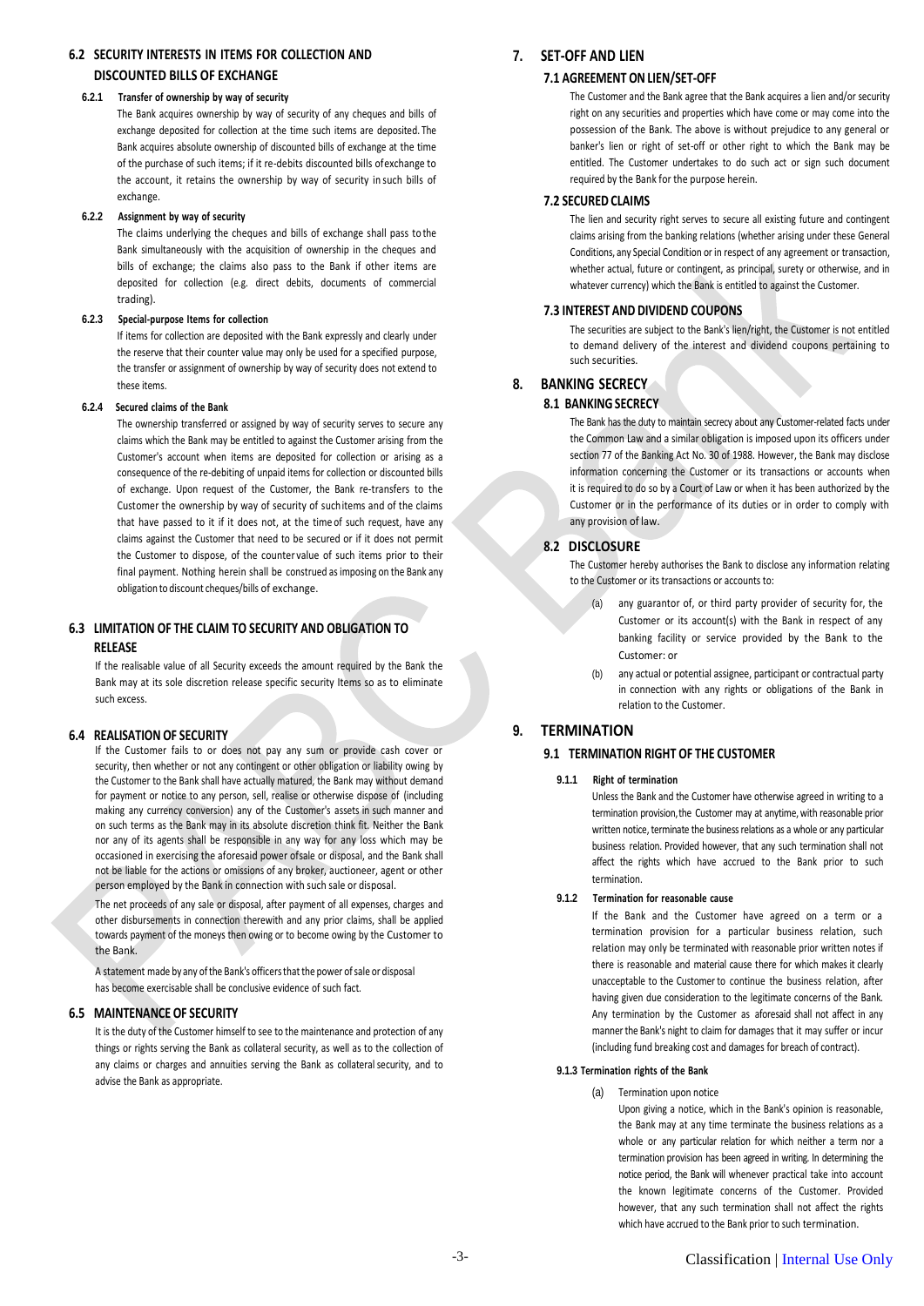## 6.2 SECURITY INTERESTS IN ITEMS FOR COLLECTION AND DISCOUNTED BILLS OF EXCHANGE

#### 6.2.1 Transfer of ownership by way of security

The Bank acquires ownership by way of security of any cheques and bills of exchange deposited for collection at the time such items are deposited. The Bank acquires absolute ownership of discounted bills of exchange at the time of the purchase of such items; if it re-debits discounted bills of exchange to the account, it retains the ownership by way of security in such bills of exchange.

#### 6.2.2 Assignment by way of security

The claims underlying the cheques and bills of exchange shall pass to the Bank simultaneously with the acquisition of ownership in the cheques and bills of exchange; the claims also pass to the Bank if other items are deposited for collection (e.g. direct debits, documents of commercial trading).

#### 6.2.3 Special-purpose Items for collection

If items for collection are deposited with the Bank expressly and clearly under the reserve that their counter value may only be used for a specified purpose, the transfer or assignment of ownership by way of security does not extend to these items.

#### 6.2.4 Secured claims of the Bank

The ownership transferred or assigned by way of security serves to secure any claims which the Bank may be entitled to against the Customer arising from the Customer's account when items are deposited for collection or arising as a consequence of the re-debiting of unpaid items for collection or discounted bills of exchange. Upon request of the Customer, the Bank re-transfers to the Customer the ownership by way of security of such items and of the claims that have passed to it if it does not, at the time of such request, have any claims against the Customer that need to be secured or if it does not permit the Customer to dispose, of the counter value of such items prior to their final payment. Nothing herein shall be construed as imposing on the Bank any obligation to discount cheques/bills of exchange.

## 6.3 LIMITATION OF THE CLAIM TO SECURITY AND OBLIGATION TO RELEASE

If the realisable value of all Security exceeds the amount required by the Bank the Bank may at its sole discretion release specific security Items so as to eliminate such excess.

## 6.4 REALISATION OF SECURITY

If the Customer fails to or does not pay any sum or provide cash cover or security, then whether or not any contingent or other obligation or liability owing by the Customer to the Bank shall have actually matured, the Bank may without demand for payment or notice to any person, sell, realise or otherwise dispose of (including making any currency conversion) any of the Customer's assets in such manner and on such terms as the Bank may in its absolute discretion think fit. Neither the Bank nor any of its agents shall be responsible in any way for any loss which may be occasioned in exercising the aforesaid power of sale or disposal, and the Bank shall not be liable for the actions or omissions of any broker, auctioneer, agent or other person employed by the Bank in connection with such sale or disposal.

The net proceeds of any sale or disposal, after payment of all expenses, charges and other disbursements in connection therewith and any prior claims, shall be applied towards payment of the moneys then owing or to become owing by the Customer to the Bank.

A statement made by any of the Bank's officers that the power of sale or disposal has become exercisable shall be conclusive evidence of such fact.

## 6.5 MAINTENANCE OF SECURITY

It is the duty of the Customer himself to see to the maintenance and protection of any things or rights serving the Bank as collateral security, as well as to the collection of any claims or charges and annuities serving the Bank as collateral security, and to advise the Bank as appropriate.

# 7. SET-OFF AND LIEN

## 7.1 AGREEMENT ON LIEN/SET-OFF

The Customer and the Bank agree that the Bank acquires a lien and/or security right on any securities and properties which have come or may come into the possession of the Bank. The above is without prejudice to any general or banker's lien or right of set-off or other right to which the Bank may be entitled. The Customer undertakes to do such act or sign such document required by the Bank for the purpose herein.

## 7.2 SECURED CLAIMS

The lien and security right serves to secure all existing future and contingent claims arising from the banking relations (whether arising under these General Conditions, any Special Condition or in respect of any agreement or transaction, whether actual, future or contingent, as principal, surety or otherwise, and in whatever currency) which the Bank is entitled to against the Customer.

## 7.3 INTEREST AND DIVIDEND COUPONS

The securities are subject to the Bank's lien/right, the Customer is not entitled to demand delivery of the interest and dividend coupons pertaining to such securities.

# 8. BANKING SECRECY

## 8.1 BANKING SECRECY

The Bank has the duty to maintain secrecy about any Customer-related facts under the Common Law and a similar obligation is imposed upon its officers under section 77 of the Banking Act No. 30 of 1988. However, the Bank may disclose information concerning the Customer or its transactions or accounts when it is required to do so by a Court of Law or when it has been authorized by the Customer or in the performance of its duties or in order to comply with any provision of law.

## 8.2 DISCLOSURE

The Customer hereby authorises the Bank to disclose any information relating to the Customer or its transactions or accounts to:

(a) any guarantor of, or third party provider of security for, the Customer or its account(s) with the Bank in respect of any banking facility or service provided by the Bank to the Customer: or

(b) any actual or potential assignee, participant or contractual party in connection with any rights or obligations of the Bank in relation to the Customer.

# 9. TERMINATION

## 9.1 TERMINATION RIGHT OF THE CUSTOMER

#### 9.1.1 Right of termination

Unless the Bank and the Customer have otherwise agreed in writing to a termination provision, the Customer may at anytime, with reasonable prior written notice, terminate the business relations as a whole or any particular business relation. Provided however, that any such termination shall not affect the rights which have accrued to the Bank prior to such termination.

#### 9.1.2 Termination for reasonable cause

If the Bank and the Customer have agreed on a term or a termination provision for a particular business relation, such relation may only be terminated with reasonable prior written notes if there is reasonable and material cause there for which makes it clearly unacceptable to the Customer to continue the business relation, after having given due consideration to the legitimate concerns of the Bank. Any termination by the Customer as aforesaid shall not affect in any manner the Bank's night to claim for damages that it may suffer or incur (including fund breaking cost and damages for breach of contract).

#### 9.1.3 Termination rights of the Bank

(a) Termination upon notice

Upon giving a notice, which in the Bank's opinion is reasonable, the Bank may at any time terminate the business relations as a whole or any particular relation for which neither a term nor a termination provision has been agreed in writing. In determining the notice period, the Bank will whenever practical take into account the known legitimate concerns of the Customer. Provided however, that any such termination shall not affect the rights which have accrued to the Bank prior to such termination.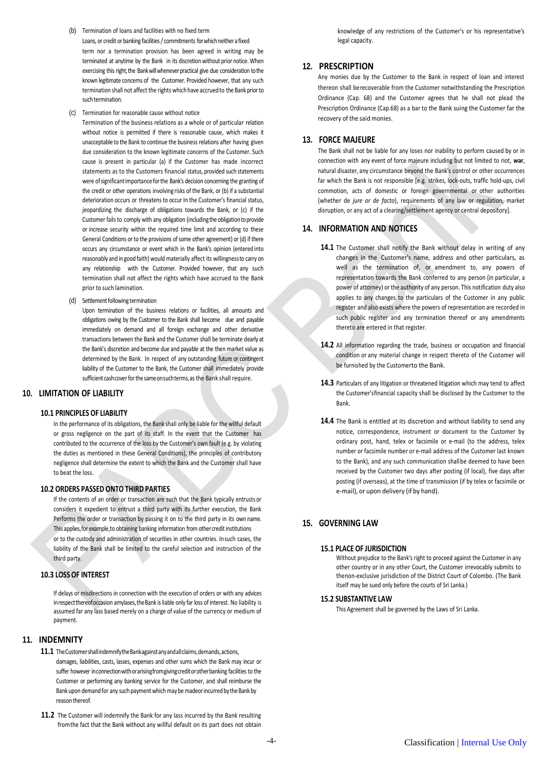(b) Termination of loans and facilities with no fixed term

Loans, or credit or banking facilities / commitments for which neither a fixed term nor a termination provision has been agreed in writing may be terminated at anytime by the Bank in its discretion without prior notice. When exercising this right, the Bank will whenever practical give due consideration to the known legitimate concerns of the Customer. Provided however, that any such termination shall not affect the rights which have accrued to the Bank prior to such termination.

(c) Termination for reasonable cause without notice

Termination of the business relations as a whole or of particular relation without notice is permitted if there is reasonable cause, which makes it unacceptable to the Bank to continue the business relations after having given due consideration to the known legitimate concerns of the Customer. Such cause is present in particular (a) if the Customer has made incorrect statements as to the Customers financial status, provided such statements were of significant importance for the Bank's decision concerning the granting of the credit or other operations involving risks of the Bank, or (b) if a substantial deterioration occurs or threatens to occur In the Customer's financial status, jeopardizing the discharge of obligations towards the Bank, or (c) if the Customer fails to comply with any obligation (including the obligation to provide or increase security within the required time limit and according to these General Conditions or to the provisions of some other agreement) or (d) if there occurs any circumstance or event which in the Bank's opinion (entered into reasonably and in good faith) would materially affect its willingness to carry on any relationship with the Customer. Provided however, that any such termination shall not affect the rights which have accrued to the Bank prior to such lamination.

(d) Settlement following termination

Upon termination of the business relations or facilities, all amounts and obligations owing by the Customer to the Bank shall become due and payable immediately on demand and all foreign exchange and other derivative transactions between the Bank and the Customer shall be terminate dearly at the Bank's discretion and become due and payable at the then market value as determined by the Bank. In respect of any outstanding future or contingent liability of the Customer to the Bank, the Customer shall immediately provide sufficient cash cover for the same on such terms, as the Bank shall require.

## 10. LIMITATION OF LIABILITY

### 10.1 PRINCIPLES OF LIABILITY

In the performance of its obligations, the Bank shall only be liable for the willful default or gross negligence on the part of its staff. In the event that the Customer has contributed to the occurrence of the loss by the Customer's own fault (e.g. by violating the duties as mentioned in these General Conditions), the principles of contributory negligence shall determine the extent to which the Bank and the Customer shall have to beat the loss.

### 10.2 ORDERS PASSED ONTO THIRD PARTIES

If the contents of an order or transaction are such that the Bank typically entrusts or considers it expedient to entrust a third party with its further execution, the Bank Performs the order or transaction by passing it on to the third party in its own name. This applies, for example, to obtaining banking information from other credit institutions or to the custody and administration of securities in other countries. In such cases, the liability of the Bank shall be limited to the careful selection and instruction of the third party.

### 10.3 LOSS OF INTEREST

If delays or misdirections in connection with the execution of orders or with any advices in respect thereof occasion amylases, the Bank is liable only far loss of interest. No liability is assumed far any lass based merely on a charge of value of the currency or medium of payment.

## 11. INDEMNITY

**11.1** The Customer shall indemnify the Bank against any and all claims, demands, actions, damages, liabilities, casts, lasses, expenses and other sums which the Bank may incur or suffer however in connection with or arising from giving credit or other banking facilities to the Customer or performing any banking service for the Customer, and shall reimburse the Bank upon demand for any such payment which may be made or incurred by the Bank by reason thereof.

**11.2** The Customer will indemnify the Bank for any lass incurred by the Bank resulting from the fact that the Bank without any willful default on its part does not obtain knowledge of any restrictions of the Customer's or his representative's legal capacity.

## 12. PRESCRIPTION

Any monies due by the Customer to the Bank in respect of loan and interest thereon shall be recoverable from the Customer notwithstanding the Prescription Ordinance (Cap. 68) and the Customer agrees that he shall not plead the Prescription Ordinance (Cap.68) as a bar to the Bank suing the Customer far the recovery of the said monies.

## 13. FORCE MAJEURE

The Bank shall not be liable for any loses nor inability to perform caused by or in connection with any event of force majeure including but not limited to riot, **war**, natural disaster, any circumstance beyond the Bank's control or other occurrences far which the Bank is not responsible [e.g. strikes, lock-outs, traffic hold-ups, civil commotion, acts of domestic or foreign governmental or other authorities (whether *de jure or de facto*), requirements of any law or regulation, market disruption, or any act of a clearing/settlement agency or central depository].

## 14. INFORMATION AND NOTICES

**14.1** The Customer shall notify the Bank without delay in writing of any changes in the Customer's name, address and other particulars, as well as the termination of, or amendment to, any powers of representation towards the Bank conferred to any person (in particular, a power of attorney) or the authority of any person. This notification duty also applies to any changes to the particulars of the Customer in any public register and also exists where the powers of representation are recorded in such public register and any termination thereof or any amendments thereto are entered in that register.

**14.2** All information regarding the trade, business or occupation and financial condition or any material change in respect thereto of the Customer will be furnished by the Customerto the Bank.

**14.3** Particulars of any litigation or threatened litigation which may tend to affect the Customer'sfinancial capacity shall be disclosed by the Customer to the Bank.

**14.4** The Bank is entitled at its discretion and without liability to send any notice, correspondence, instrument or document to the Customer by ordinary post, hand, telex or facsimile or e-mail (to the address, telex number or facsimile number or e-mail address of the Customer last known to the Bank), and any such communication shall be deemed to have been received by the Customer two days after posting (if local), five days after posting (if overseas), at the time of transmission (if by telex or facsimile or e-mail), or upon delivery (if by hand).

## 15. GOVERNING LAW

### 15.1 PLACE OF JURISDICTION

Without prejudice to the Bank's right to proceed against the Customer in any other country or in any other Court, the Customer irrevocably submits to thenon-exclusive jurisdiction of the District Court of Colombo. (The Bank itself may be sued only before the courts of Sri Lanka.)

### 15.2 SUBSTANTIVE LAW

This Agreement shall be governed by the Laws of Sri Lanka.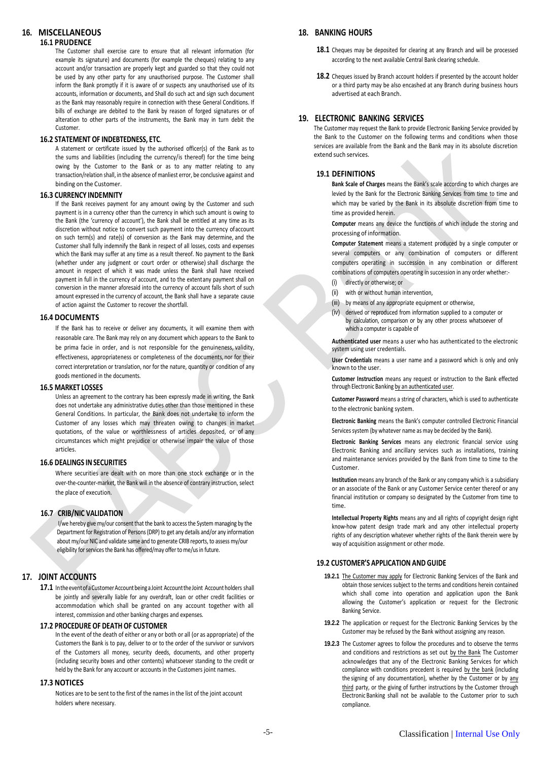## 16. MISCELLANEOUS

### 16.1 PRUDENCE

The Customer shall exercise care to ensure that all relevant information (for example its signature) and documents (for example the cheques) relating to any account and/or transaction are properly kept and guarded so that they could not be used by any other party for any unauthorised purpose. The Customer shall inform the Bank promptly if it is aware of or suspects any unauthorised use of its accounts, information or documents, and Shall do such act and sign such document as the Bank may reasonably require in connection with these General Conditions. If bills of exchange are debited to the Bank by reason of forged signatures or of alteration to other parts of the instruments, the Bank may in turn debit the Customer.

### 16.2 STATEMENT OF INDEBTEDNESS, ETC.

A statement or certificate issued by the authorised officer(s) of the Bank as to the sums and liabilities (including the currency/is thereof) for the time being owing by the Customer to the Bank or as to any matter relating to any transaction/relation shall, in the absence of manliest error, be conclusive against and binding on the Customer.

### 16.3 CURRENCY INDEMNITY

If the Bank receives payment for any amount owing by the Customer and such payment is in a currency other than the currency in which such amount is owing to the Bank (the 'currency of account'), the Bank shall be entitled at any time as its discretion without notice to convert such payment into the currency of account on such term(s) and rate(s) of conversion as the Bank may determine, and the Customer shall fully indemnify the Bank in respect of all losses, costs and expenses which the Bank may suffer at any time as a result thereof. No payment to the Bank (whether under any judgment or court order or otherwise) shall discharge the amount in respect of which it was made unless the Bank shall have received payment in full in the currency of account, and to the extent any payment shall on conversion in the manner aforesaid into the currency of account falls short of such amount expressed in the currency of account, the Bank shall have a separate cause of action against the Customer to recover the shortfall.

### 16.4 DOCUMENTS

If the Bank has to receive or deliver any documents, it will examine them with reasonable care. The Bank may rely on any document which appears to the Bank to be prima facie in order, and is not responsible for the genuineness, validity, effectiveness, appropriateness or completeness of the documents, nor for their correct interpretation or translation, nor for the nature, quantity or condition of any goods mentioned in the documents.

### 16.5 MARKET LOSSES

Unless an agreement to the contrary has been expressly made in writing, the Bank does not undertake any administrative duties other than those mentioned in these General Conditions. In particular, the Bank does not undertake to inform the Customer of any losses which may threaten owing to changes in market quotations, of the value or worthlessness of articles deposited, or of any circumstances which might prejudice or otherwise impair the value of those articles.

### 16.6 DEALINGS IN SECURITIES

Where securities are dealt with on more than one stock exchange or in the over-the-counter-market, the Bank will in the absence of contrary instruction, select the place of execution.

### 16.7 CRIB/NIC VALIDATION

I/we hereby give my/our consent that the bank to access the System managing by the Department for Registration of Persons (DRP) to get any details and/or any information about my/our NIC and validate same and to generate CRIB reports, to assess my/our eligibility for services the Bank has offered/may offer to me/us in future.

## 17. JOINT ACCOUNTS

**17.1** In the event of a Customer Account being a Joint Account the Joint Account holders shall be jointly and severally liable for any overdraft, loan or other credit facilities or accommodation which shall be granted on any account together with all interest, commission and other banking charges and expenses.

### 17.2 PROCEDURE OF DEATH OF CUSTOMER

In the event of the death of either or any or both or all (or as appropriate) of the Customers the Bank is to pay, deliver to or to the order of the survivor or survivors of the Customers all money, security deeds, documents, and other property (including security boxes and other contents) whatsoever standing to the credit or held by the Bank for any account or accounts in the Customers joint names.

### 17.3 NOTICES

Notices are to be sent to the first of the names in the list of the joint account holders where necessary.

## 18. BANKING HOURS

**18.1** Cheques may be deposited for clearing at any Branch and will be processed according to the next available Central Bank clearing schedule.

**18.2** Cheques issued by Branch account holders if presented by the account holder or a third party may be also encashed at any Branch during business hours advertised at each Branch.

## 19. ELECTRONIC BANKING SERVICES

The Customer may request the Bank to provide Electronic Banking Service provided by the Bank to the Customer on the following terms and conditions when those services are available from the Bank and the Bank may in its absolute discretion extend such services.

### 19.1 DEFINITIONS

**Bank Scale of Charges** means the Bank's scale according to which charges are levied by the Bank for the Electronic Banking Services from time to time and which may be varied by the Bank in its absolute discretion from time to time as provided herein.

**Computer** means any device the functions of which include the storing and processing of information.

**Computer Statement** means a statement produced by a single computer or several computers or any combination of computers or different computers operating in succession in any combination or different combinations of computers operating in succession in any order whether:-

- (i) directly or otherwise; or
- (ii) with or without human intervention,
- (iii) by means of any appropriate equipment or otherwise,
- (iv) derived or reproduced from information supplied to a computer or by calculation, comparison or by any other process whatsoever of which a computer is capable of

**Authenticated user** means a user who has authenticated to the electronic system using user credentials.

**User Credentials** means a user name and a password which is only and only known to the user.

**Customer Instruction** means any request or instruction to the Bank effected through Electronic Banking by an authenticated user.

**Customer Password** means a string of characters, which is used to authenticate to the electronic banking system.

**Electronic Banking** means the Bank's computer controlled Electronic Financial Services system (by whatever name as may be decided by the Bank).

**Electronic Banking Services** means any electronic financial service using Electronic Banking and ancillary services such as installations, training and maintenance services provided by the Bank from time to time to the Customer.

**Institution** means any branch of the Bank or any company which is a subsidiary or an associate of the Bank or any Customer Service center thereof or any financial institution or company so designated by the Customer from time to time.

**Intellectual Property Rights** means any and all rights of copyright design right know-how patent design trade mark and any other intellectual property rights of any description whatever whether rights of the Bank therein were by way of acquisition assignment or other mode.

### 19.2 CUSTOMER'S APPLICATION AND GUIDE

**19.2.1** The Customer may apply for Electronic Banking Services of the Bank and obtain those services subject to the terms and conditions herein contained which shall come into operation and application upon the Bank allowing the Customer's application or request for the Electronic Banking Service.

**19.2.2** The application or request for the Electronic Banking Services by the Customer may be refused by the Bank without assigning any reason.

**19.2.3** The Customer agrees to follow the procedures and to observe the terms and conditions and restrictions as set out by the Bank The Customer acknowledges that any of the Electronic Banking Services for which compliance with conditions precedent is required by the bank (including the signing of any documentation), whether by the Customer or by any third party, or the giving of further instructions by the Customer through Electronic Banking shall not be available to the Customer prior to such compliance.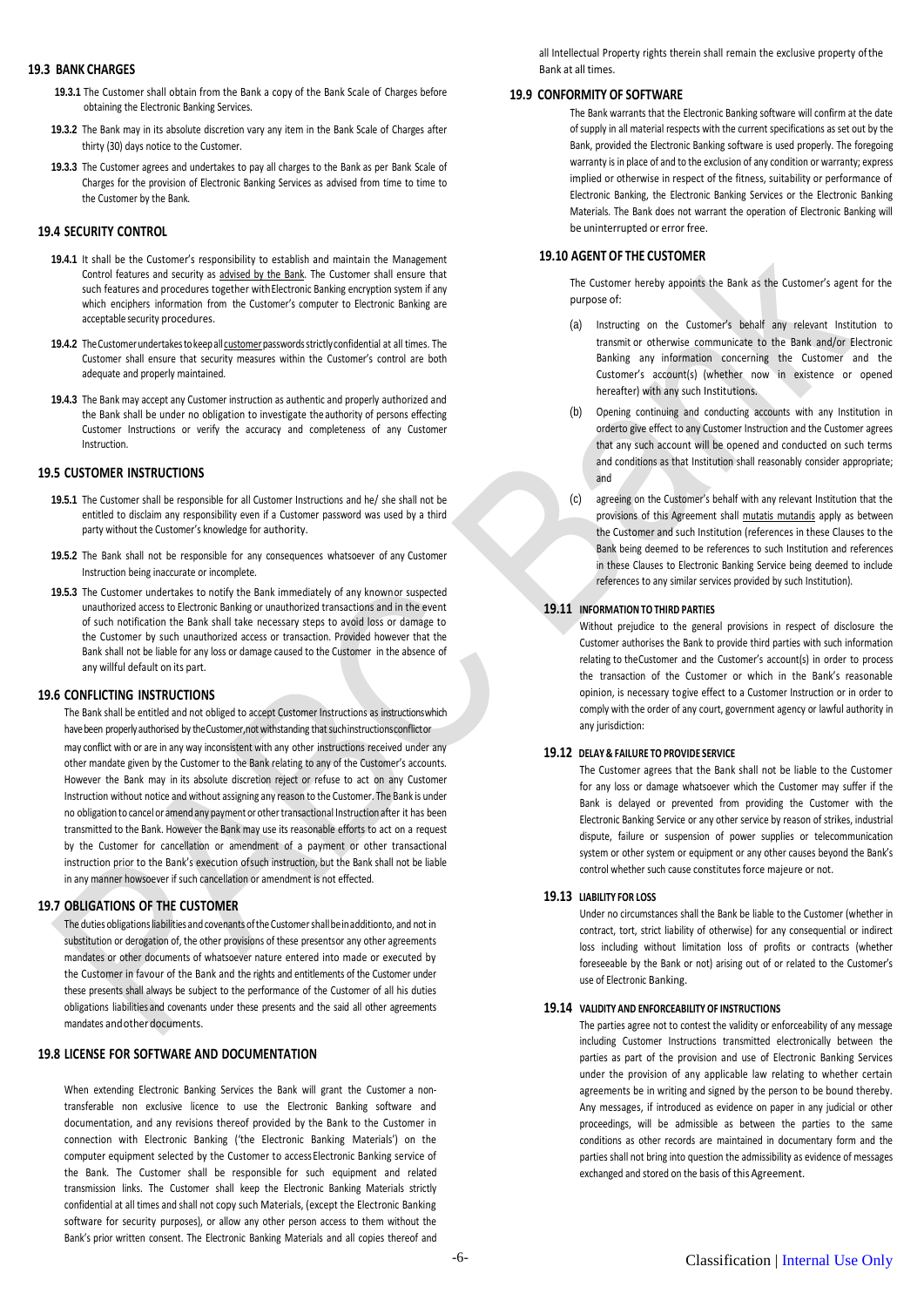## 19.3 BANK CHARGES

**19.3.1** The Customer shall obtain from the Bank a copy of the Bank Scale of Charges before obtaining the Electronic Banking Services.

**19.3.2** The Bank may in its absolute discretion vary any item in the Bank Scale of Charges after thirty (30) days notice to the Customer.

**19.3.3** The Customer agrees and undertakes to pay all charges to the Bank as per Bank Scale of Charges for the provision of Electronic Banking Services as advised from time to time to the Customer by the Bank.

## 19.4 SECURITY CONTROL

**19.4.1** It shall be the Customer's responsibility to establish and maintain the Management Control features and security as advised by the Bank. The Customer shall ensure that such features and procedures together with Electronic Banking encryption system if any which enciphers information from the Customer's computer to Electronic Banking are acceptable security procedures.

**19.4.2** The Customer undertakes to keep all customer passwords strictly confidential at all times. The Customer shall ensure that security measures within the Customer's control are both adequate and properly maintained.

**19.4.3** The Bank may accept any Customer instruction as authentic and properly authorized and the Bank shall be under no obligation to investigate the authority of persons effecting Customer Instructions or verify the accuracy and completeness of any Customer Instruction.

## 19.5 CUSTOMER INSTRUCTIONS

**19.5.1** The Customer shall be responsible for all Customer Instructions and he/ she shall not be entitled to disclaim any responsibility even if a Customer password was used by a third party without the Customer's knowledge for authority.

**19.5.2** The Bank shall not be responsible for any consequences whatsoever of any Customer Instruction being inaccurate or incomplete.

**19.5.3** The Customer undertakes to notify the Bank immediately of any known or suspected unauthorized access to Electronic Banking or unauthorized transactions and in the event of such notification the Bank shall take necessary steps to avoid loss or damage to the Customer by such unauthorized access or transaction. Provided however that the Bank shall not be liable for any loss or damage caused to the Customer in the absence of any willful default on its part.

## 19.6 CONFLICTING INSTRUCTIONS

The Bank shall be entitled and not obliged to accept Customer Instructions as instructions which have been properly authorised by the Customer, notwithstanding that such instructions conflict or may conflict with or are in any way inconsistent with any other instructions received under any other mandate given by the Customer to the Bank relating to any of the Customer's accounts. However the Bank may in its absolute discretion reject or refuse to act on any Customer Instruction without notice and without assigning any reason to the Customer. The Bank is under no obligation to cancel or amend any payment or other transactional Instruction after it has been transmitted to the Bank. However the Bank may use its reasonable efforts to act on a request by the Customer for cancellation or amendment of a payment or other transactional instruction prior to the Bank's execution of such instruction, but the Bank shall not be liable in any manner howsoever if such cancellation or amendment is not effected.

## 19.7 OBLIGATIONS OF THE CUSTOMER

The duties obligations liabilities and covenants of the Customer shall be in addition to, and not in substitution or derogation of, the other provisions of these presents or any other agreements mandates or other documents of whatsoever nature entered into made or executed by the Customer in favour of the Bank and the rights and entitlements of the Customer under these presents shall always be subject to the performance of the Customer of all his duties obligations liabilities and covenants under these presents and the said all other agreements mandates and other documents.

## 19.8 LICENSE FOR SOFTWARE AND DOCUMENTATION

When extending Electronic Banking Services the Bank will grant the Customer a non-transferable non exclusive licence to use the Electronic Banking software and documentation, and any revisions thereof provided by the Bank to the Customer in connection with Electronic Banking ('the Electronic Banking Materials') on the computer equipment selected by the Customer to access Electronic Banking service of the Bank. The Customer shall be responsible for such equipment and related transmission links. The Customer shall keep the Electronic Banking Materials strictly confidential at all times and shall not copy such Materials, (except the Electronic Banking software for security purposes), or allow any other person access to them without the Bank's prior written consent. The Electronic Banking Materials and all copies thereof and all Intellectual Property rights therein shall remain the exclusive property of the Bank at all times.

## 19.9 CONFORMITY OF SOFTWARE

The Bank warrants that the Electronic Banking software will confirm at the date of supply in all material respects with the current specifications as set out by the Bank, provided the Electronic Banking software is used properly. The foregoing warranty is in place of and to the exclusion of any condition or warranty; express implied or otherwise in respect of the fitness, suitability or performance of Electronic Banking, the Electronic Banking Services or the Electronic Banking Materials. The Bank does not warrant the operation of Electronic Banking will be uninterrupted or error free.

## 19.10 AGENT OF THE CUSTOMER

The Customer hereby appoints the Bank as the Customer's agent for the purpose of:

(a) Instructing on the Customer's behalf any relevant Institution to transmit or otherwise communicate to the Bank and/or Electronic Banking any information concerning the Customer and the Customer's account(s) (whether now in existence or opened hereafter) with any such Institutions.

(b) Opening continuing and conducting accounts with any Institution in orderto give effect to any Customer Instruction and the Customer agrees that any such account will be opened and conducted on such terms and conditions as that Institution shall reasonably consider appropriate; and

(c) agreeing on the Customer's behalf with any relevant Institution that the provisions of this Agreement shall mutatis mutandis apply as between the Customer and such Institution (references in these Clauses to the Bank being deemed to be references to such Institution and references in these Clauses to Electronic Banking Service being deemed to include references to any similar services provided by such Institution).

## 19.11 INFORMATION TO THIRD PARTIES

Without prejudice to the general provisions in respect of disclosure the Customer authorises the Bank to provide third parties with such information relating to the Customer and the Customer's account(s) in order to process the transaction of the Customer or which in the Bank's reasonable opinion, is necessary to give effect to a Customer Instruction or in order to comply with the order of any court, government agency or lawful authority in any jurisdiction:

## 19.12 DELAY & FAILURE TO PROVIDE SERVICE

The Customer agrees that the Bank shall not be liable to the Customer for any loss or damage whatsoever which the Customer may suffer if the Bank is delayed or prevented from providing the Customer with the Electronic Banking Service or any other service by reason of strikes, industrial dispute, failure or suspension of power supplies or telecommunication system or other system or equipment or any other causes beyond the Bank's control whether such cause constitutes force majeure or not.

## 19.13 LIABILITY FOR LOSS

Under no circumstances shall the Bank be liable to the Customer (whether in contract, tort, strict liability of otherwise) for any consequential or indirect loss including without limitation loss of profits or contracts (whether foreseeable by the Bank or not) arising out of or related to the Customer's use of Electronic Banking.

## 19.14 VALIDITY AND ENFORCEABILITY OF INSTRUCTIONS

The parties agree not to contest the validity or enforceability of any message including Customer Instructions transmitted electronically between the parties as part of the provision and use of Electronic Banking Services under the provision of any applicable law relating to whether certain agreements be in writing and signed by the person to be bound thereby. Any messages, if introduced as evidence on paper in any judicial or other proceedings, will be admissible as between the parties to the same conditions as other records are maintained in documentary form and the parties shall not bring into question the admissibility as evidence of messages exchanged and stored on the basis of this Agreement.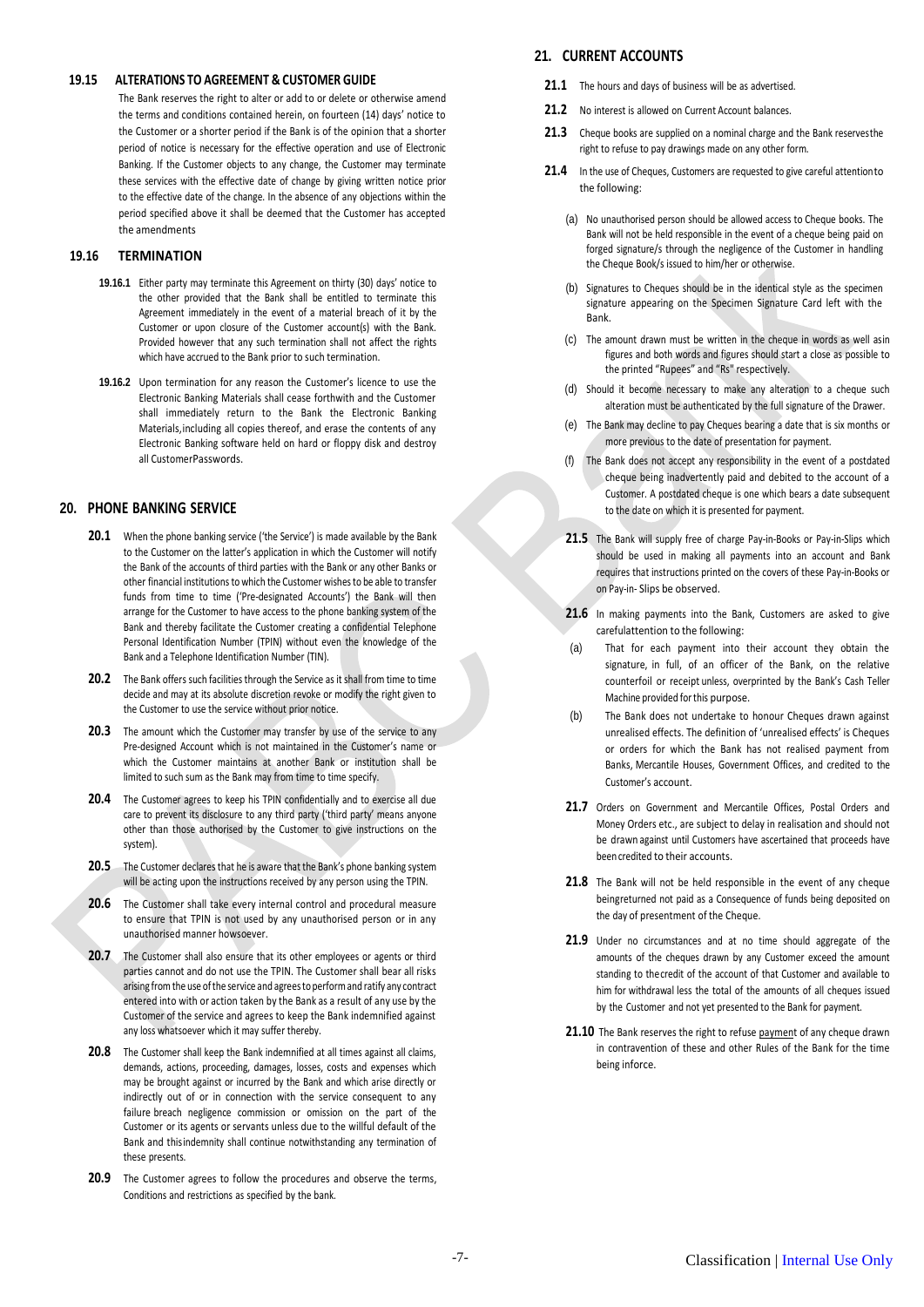### 19.15 ALTERATIONS TO AGREEMENT & CUSTOMER GUIDE

The Bank reserves the right to alter or add to or delete or otherwise amend the terms and conditions contained herein, on fourteen (14) days' notice to the Customer or a shorter period if the Bank is of the opinion that a shorter period of notice is necessary for the effective operation and use of Electronic Banking. If the Customer objects to any change, the Customer may terminate these services with the effective date of change by giving written notice prior to the effective date of the change. In the absence of any objections within the period specified above it shall be deemed that the Customer has accepted the amendments

### 19.16 TERMINATION

**19.16.1** Either party may terminate this Agreement on thirty (30) days' notice to the other provided that the Bank shall be entitled to terminate this Agreement immediately in the event of a material breach of it by the Customer or upon closure of the Customer account(s) with the Bank. Provided however that any such termination shall not affect the rights which have accrued to the Bank prior to such termination.

**19.16.2** Upon termination for any reason the Customer's licence to use the Electronic Banking Materials shall cease forthwith and the Customer shall immediately return to the Bank the Electronic Banking Materials,including all copies thereof, and erase the contents of any Electronic Banking software held on hard or floppy disk and destroy all CustomerPasswords.

## 20. PHONE BANKING SERVICE

**20.1** When the phone banking service ('the Service') is made available by the Bank to the Customer on the latter's application in which the Customer will notify the Bank of the accounts of third parties with the Bank or any other Banks or other financial institutions to which the Customer wishes to be able to transfer funds from time to time ('Pre-designated Accounts') the Bank will then arrange for the Customer to have access to the phone banking system of the Bank and thereby facilitate the Customer creating a confidential Telephone Personal Identification Number (TPIN) without even the knowledge of the Bank and a Telephone Identification Number (TIN).

**20.2** The Bank offers such facilities through the Service as it shall from time to time decide and may at its absolute discretion revoke or modify the right given to the Customer to use the service without prior notice.

**20.3** The amount which the Customer may transfer by use of the service to any Pre-designed Account which is not maintained in the Customer's name or which the Customer maintains at another Bank or institution shall be limited to such sum as the Bank may from time to time specify.

**20.4** The Customer agrees to keep his TPIN confidentially and to exercise all due care to prevent its disclosure to any third party ('third party' means anyone other than those authorised by the Customer to give instructions on the system).

**20.5** The Customer declares that he is aware that the Bank's phone banking system will be acting upon the instructions received by any person using the TPIN.

**20.6** The Customer shall take every internal control and procedural measure to ensure that TPIN is not used by any unauthorised person or in any unauthorised manner howsoever.

**20.7** The Customer shall also ensure that its other employees or agents or third parties cannot and do not use the TPIN. The Customer shall bear all risks arising from the use of the service and agrees to perform and ratify any contract entered into with or action taken by the Bank as a result of any use by the Customer of the service and agrees to keep the Bank indemnified against any loss whatsoever which it may suffer thereby.

**20.8** The Customer shall keep the Bank indemnified at all times against all claims, demands, actions, proceeding, damages, losses, costs and expenses which may be brought against or incurred by the Bank and which arise directly or indirectly out of or in connection with the service consequent to any failure breach negligence commission or omission on the part of the Customer or its agents or servants unless due to the willful default of the Bank and thisindemnity shall continue notwithstanding any termination of these presents.

**20.9** The Customer agrees to follow the procedures and observe the terms, Conditions and restrictions as specified by the bank.

## 21. CURRENT ACCOUNTS

**21.1** The hours and days of business will be as advertised.

**21.2** No interest is allowed on Current Account balances.

**21.3** Cheque books are supplied on a nominal charge and the Bank reservesthe right to refuse to pay drawings made on any other form.

**21.4** In the use of Cheques, Customers are requested to give careful attentionto the following:

(a) No unauthorised person should be allowed access to Cheque books. The Bank will not be held responsible in the event of a cheque being paid on forged signature/s through the negligence of the Customer in handling the Cheque Book/s issued to him/her or otherwise.

(b) Signatures to Cheques should be in the identical style as the specimen signature appearing on the Specimen Signature Card left with the Bank.

(c) The amount drawn must be written in the cheque in words as well asin figures and both words and figures should start a close as possible to the printed "Rupees" and "Rs" respectively.

(d) Should it become necessary to make any alteration to a cheque such alteration must be authenticated by the full signature of the Drawer.

(e) The Bank may decline to pay Cheques bearing a date that is six months or more previous to the date of presentation for payment.

(f) The Bank does not accept any responsibility in the event of a postdated cheque being inadvertently paid and debited to the account of a Customer. A postdated cheque is one which bears a date subsequent to the date on which it is presented for payment.

**21.5** The Bank will supply free of charge Pay-in-Books or Pay-in-Slips which should be used in making all payments into an account and Bank requires that instructions printed on the covers of these Pay-in-Books or on Pay-in- Slips be observed.

**21.6** In making payments into the Bank, Customers are asked to give carefulattention to the following:

(a) That for each payment into their account they obtain the signature, in full, of an officer of the Bank, on the relative counterfoil or receipt unless, overprinted by the Bank's Cash Teller Machine provided for this purpose.

(b) The Bank does not undertake to honour Cheques drawn against unrealised effects. The definition of 'unrealised effects' is Cheques or orders for which the Bank has not realised payment from Banks, Mercantile Houses, Government Offices, and credited to the Customer's account.

**21.7** Orders on Government and Mercantile Offices, Postal Orders and Money Orders etc., are subject to delay in realisation and should not be drawn against until Customers have ascertained that proceeds have been credited to their accounts.

**21.8** The Bank will not be held responsible in the event of any cheque beingreturned not paid as a Consequence of funds being deposited on the day of presentment of the Cheque.

**21.9** Under no circumstances and at no time should aggregate of the amounts of the cheques drawn by any Customer exceed the amount standing to thecredit of the account of that Customer and available to him for withdrawal less the total of the amounts of all cheques issued by the Customer and not yet presented to the Bank for payment.

**21.10** The Bank reserves the right to refuse payment of any cheque drawn in contravention of these and other Rules of the Bank for the time being inforce.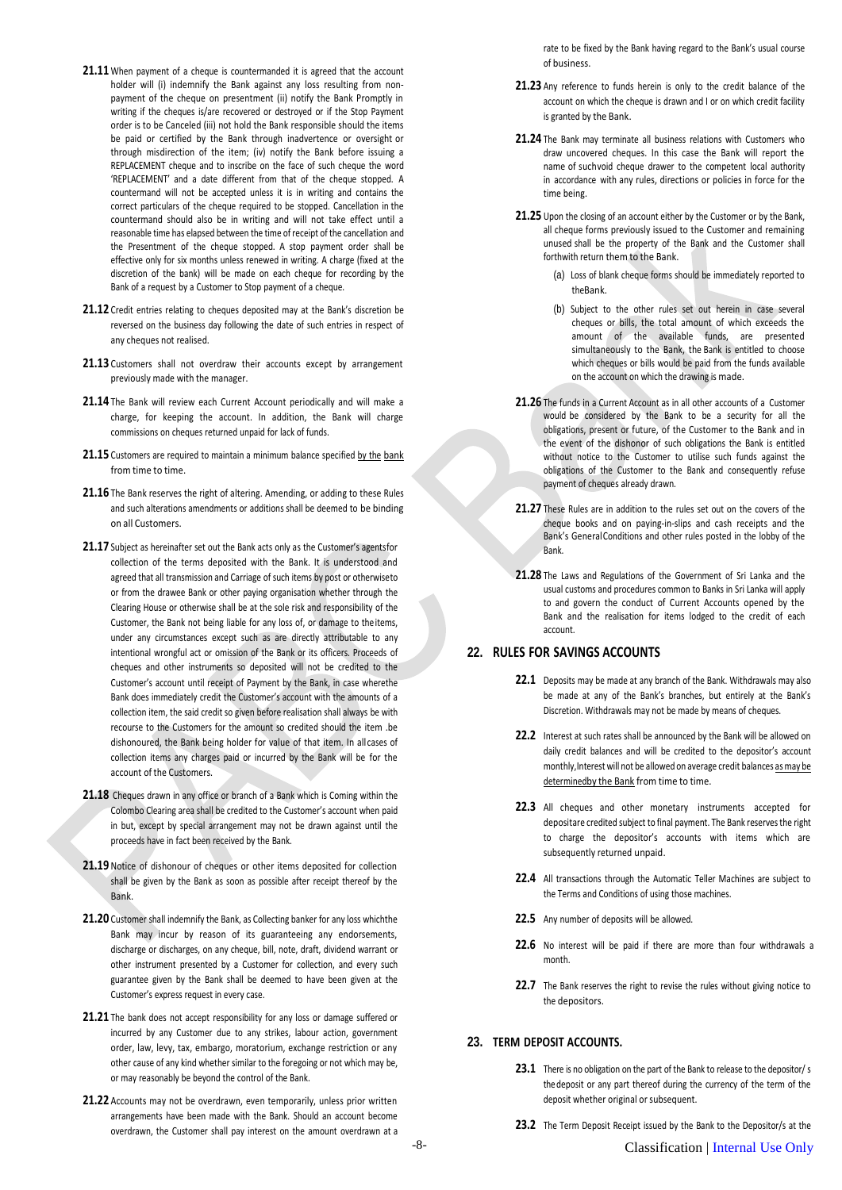**21.11** When payment of a cheque is countermanded it is agreed that the account holder will (i) indemnify the Bank against any loss resulting from non-payment of the cheque on presentment (ii) notify the Bank Promptly in writing if the cheques is/are recovered or destroyed or if the Stop Payment order is to be Canceled (iii) not hold the Bank responsible should the items be paid or certified by the Bank through inadvertence or oversight or through misdirection of the item; (iv) notify the Bank before issuing a REPLACEMENT cheque and to inscribe on the face of such cheque the word 'REPLACEMENT' and a date different from that of the cheque stopped. A countermand will not be accepted unless it is in writing and contains the correct particulars of the cheque required to be stopped. Cancellation in the countermand should also be in writing and will not take effect until a reasonable time has elapsed between the time of receipt of the cancellation and the Presentment of the cheque stopped. A stop payment order shall be effective only for six months unless renewed in writing. A charge (fixed at the discretion of the bank) will be made on each cheque for recording by the Bank of a request by a Customer to Stop payment of a cheque.

**21.12** Credit entries relating to cheques deposited may at the Bank's discretion be reversed on the business day following the date of such entries in respect of any cheques not realised.

**21.13** Customers shall not overdraw their accounts except by arrangement previously made with the manager.

**21.14** The Bank will review each Current Account periodically and will make a charge, for keeping the account. In addition, the Bank will charge commissions on cheques returned unpaid for lack of funds.

**21.15** Customers are required to maintain a minimum balance specified by the bank from time to time.

**21.16** The Bank reserves the right of altering. Amending, or adding to these Rules and such alterations amendments or additions shall be deemed to be binding on all Customers.

**21.17** Subject as hereinafter set out the Bank acts only as the Customer's agents for collection of the terms deposited with the Bank. It is understood and agreed that all transmission and Carriage of such items by post or otherwise to or from the drawee Bank or other paying organisation whether through the Clearing House or otherwise shall be at the sole risk and responsibility of the Customer, the Bank not being liable for any loss of, or damage to the items, under any circumstances except such as are directly attributable to any intentional wrongful act or omission of the Bank or its officers. Proceeds of cheques and other instruments so deposited will not be credited to the Customer's account until receipt of Payment by the Bank, in case where the Bank does immediately credit the Customer's account with the amounts of a collection item, the said credit so given before realisation shall always be with recourse to the Customers for the amount so credited should the item .be dishonoured, the Bank being holder for value of that item. In all cases of collection items any charges paid or incurred by the Bank will be for the account of the Customers.

**21.18** Cheques drawn in any office or branch of a Bank which is Coming within the Colombo Clearing area shall be credited to the Customer's account when paid in but, except by special arrangement may not be drawn against until the proceeds have in fact been received by the Bank.

**21.19** Notice of dishonour of cheques or other items deposited for collection shall be given by the Bank as soon as possible after receipt thereof by the Bank.

**21.20** Customer shall indemnify the Bank, as Collecting banker for any loss which the Bank may incur by reason of its guaranteeing any endorsements, discharge or discharges, on any cheque, bill, note, draft, dividend warrant or other instrument presented by a Customer for collection, and every such guarantee given by the Bank shall be deemed to have been given at the Customer's express request in every case.

**21.21** The bank does not accept responsibility for any loss or damage suffered or incurred by any Customer due to any strikes, labour action, government order, law, levy, tax, embargo, moratorium, exchange restriction or any other cause of any kind whether similar to the foregoing or not which may be, or may reasonably be beyond the control of the Bank.

**21.22** Accounts may not be overdrawn, even temporarily, unless prior written arrangements have been made with the Bank. Should an account become overdrawn, the Customer shall pay interest on the amount overdrawn at a rate to be fixed by the Bank having regard to the Bank's usual course of business.

**21.23** Any reference to funds herein is only to the credit balance of the account on which the cheque is drawn and I or on which credit facility is granted by the Bank.

**21.24** The Bank may terminate all business relations with Customers who draw uncovered cheques. In this case the Bank will report the name of such void cheque drawer to the competent local authority in accordance with any rules, directions or policies in force for the time being.

**21.25** Upon the closing of an account either by the Customer or by the Bank, all cheque forms previously issued to the Customer and remaining unused shall be the property of the Bank and the Customer shall forthwith return them to the Bank.

(a) Loss of blank cheque forms should be immediately reported to the Bank.

(b) Subject to the other rules set out herein in case several cheques or bills, the total amount of which exceeds the amount of the available funds, are presented simultaneously to the Bank, the Bank is entitled to choose which cheques or bills would be paid from the funds available on the account on which the drawing is made.

**21.26** The funds in a Current Account as in all other accounts of a Customer would be considered by the Bank to be a security for all the obligations, present or future, of the Customer to the Bank and in the event of the dishonor of such obligations the Bank is entitled without notice to the Customer to utilise such funds against the obligations of the Customer to the Bank and consequently refuse payment of cheques already drawn.

**21.27** These Rules are in addition to the rules set out on the covers of the cheque books and on paying-in-slips and cash receipts and the Bank's General Conditions and other rules posted in the lobby of the Bank.

**21.28** The Laws and Regulations of the Government of Sri Lanka and the usual customs and procedures common to Banks in Sri Lanka will apply to and govern the conduct of Current Accounts opened by the Bank and the realisation for items lodged to the credit of each account.

## 22. RULES FOR SAVINGS ACCOUNTS

**22.1** Deposits may be made at any branch of the Bank. Withdrawals may also be made at any of the Bank's branches, but entirely at the Bank's Discretion. Withdrawals may not be made by means of cheques.

**22.2** Interest at such rates shall be announced by the Bank will be allowed on daily credit balances and will be credited to the depositor's account monthly, Interest will not be allowed on average credit balances as may be determined by the Bank from time to time.

**22.3** All cheques and other monetary instruments accepted for depositare credited subject to final payment. The Bank reserves the right to charge the depositor's accounts with items which are subsequently returned unpaid.

**22.4** All transactions through the Automatic Teller Machines are subject to the Terms and Conditions of using those machines.

**22.5** Any number of deposits will be allowed.

**22.6** No interest will be paid if there are more than four withdrawals a month.

**22.7** The Bank reserves the right to revise the rules without giving notice to the depositors.

## 23. TERM DEPOSIT ACCOUNTS.

**23.1** There is no obligation on the part of the Bank to release to the depositor/s the deposit or any part thereof during the currency of the term of the deposit whether original or subsequent.

**23.2** The Term Deposit Receipt issued by the Bank to the Depositor/s at the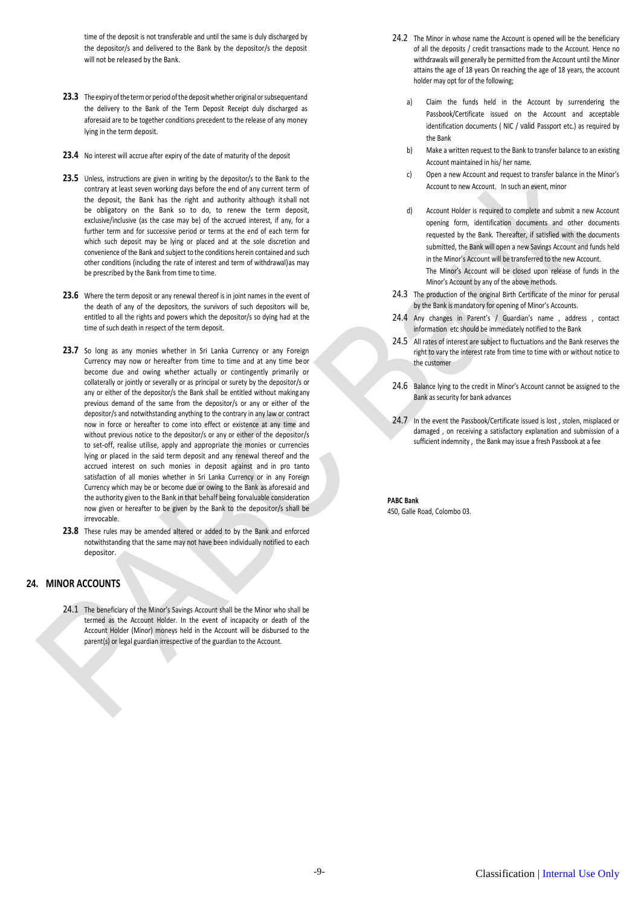time of the deposit is not transferable and until the same is duly discharged by the depositor/s and delivered to the Bank by the depositor/s the deposit will not be released by the Bank.

**23.3** The expiry of the term or period of the deposit whether original or subsequentand the delivery to the Bank of the Term Deposit Receipt duly discharged as aforesaid are to be together conditions precedent to the release of any money lying in the term deposit.

**23.4** No interest will accrue after expiry of the date of maturity of the deposit

**23.5** Unless, instructions are given in writing by the depositor/s to the Bank to the contrary at least seven working days before the end of any current term of the deposit, the Bank has the right and authority although itshall not be obligatory on the Bank so to do, to renew the term deposit, exclusive/inclusive (as the case may be) of the accrued interest, if any, for a further term and for successive period or terms at the end of each term for which such deposit may be lying or placed and at the sole discretion and convenience of the Bank and subject to the conditions herein contained and such other conditions (including the rate of interest and term of withdrawal)as may be prescribed by the Bank from time to time.

**23.6** Where the term deposit or any renewal thereof is in joint names in the event of the death of any of the depositors, the survivors of such depositors will be, entitled to all the rights and powers which the depositor/s so dying had at the time of such death in respect of the term deposit.

**23.7** So long as any monies whether in Sri Lanka Currency or any Foreign Currency may now or hereafter from time to time and at any time beor become due and owing whether actually or contingently primarily or collaterally or jointly or severally or as principal or surety by the depositor/s or any or either of the depositor/s and notwithstanding anything to the contrary in any law or contract now in force or hereafter to come into effect or existence at any time and without previous notice to the depositor/s or any or either of the depositor/s to set-off, realise utilise, apply and appropriate the monies or currencies lying or placed in the said term deposit and any renewal thereof and the accrued interest on such monies in deposit against and in pro tanto satisfaction of all monies whether in Sri Lanka Currency or in any Foreign Currency which may be or become due or owing to the Bank as aforesaid and the authority given to the Bank in that behalf being forvaluable consideration now given or hereafter to be given by the Bank to the depositor/s shall be irrevocable.

**23.8** These rules may be amended altered or added to by the Bank and enforced notwithstanding that the same may not have been individually notified to each depositor.

## 24. MINOR ACCOUNTS

24.1 The beneficiary of the Minor's Savings Account shall be the Minor who shall be termed as the Account Holder. In the event of incapacity or death of the Account Holder (Minor) moneys held in the Account will be disbursed to the parent(s) or legal guardian irrespective of the guardian to the Account.

24.2 The Minor in whose name the Account is opened will be the beneficiary of all the deposits / credit transactions made to the Account. Hence no withdrawals will generally be permitted from the Account until the Minor attains the age of 18 years On reaching the age of 18 years, the account holder may opt for of the following;

a) Claim the funds held in the Account by surrendering the Passbook/Certificate issued on the Account and acceptable identification documents ( NIC / valid Passport etc.) as required by the Bank

b) Make a written request to the Bank to transfer balance to an existing Account maintained in his/ her name.

c) Open a new Account and request to transfer balance in the Minor's Account to new Account. In such an event, minor

d) Account Holder is required to complete and submit a new Account opening form, identification documents and other documents requested by the Bank. Thereafter, if satisfied with the documents submitted, the Bank will open a new Savings Account and funds held in the Minor's Account will be transferred to the new Account.
The Minor's Account will be closed upon release of funds in the Minor's Account by any of the above methods.

24.3 The production of the original Birth Certificate of the minor for perusal by the Bank is mandatory for opening of Minor's Accounts.

24.4 Any changes in Parent's / Guardian's name , address , contact information etc should be immediately notified to the Bank

24.5 All rates of interest are subject to fluctuations and the Bank reserves the right to vary the interest rate from time to time with or without notice to the customer

24.6 Balance lying to the credit in Minor's Account cannot be assigned to the Bank as security for bank advances

24.7 In the event the Passbook/Certificate issued is lost , stolen, misplaced or damaged , on receiving a satisfactory explanation and submission of a sufficient indemnity , the Bank may issue a fresh Passbook at a fee

**PABC Bank**
450, Galle Road, Colombo 03.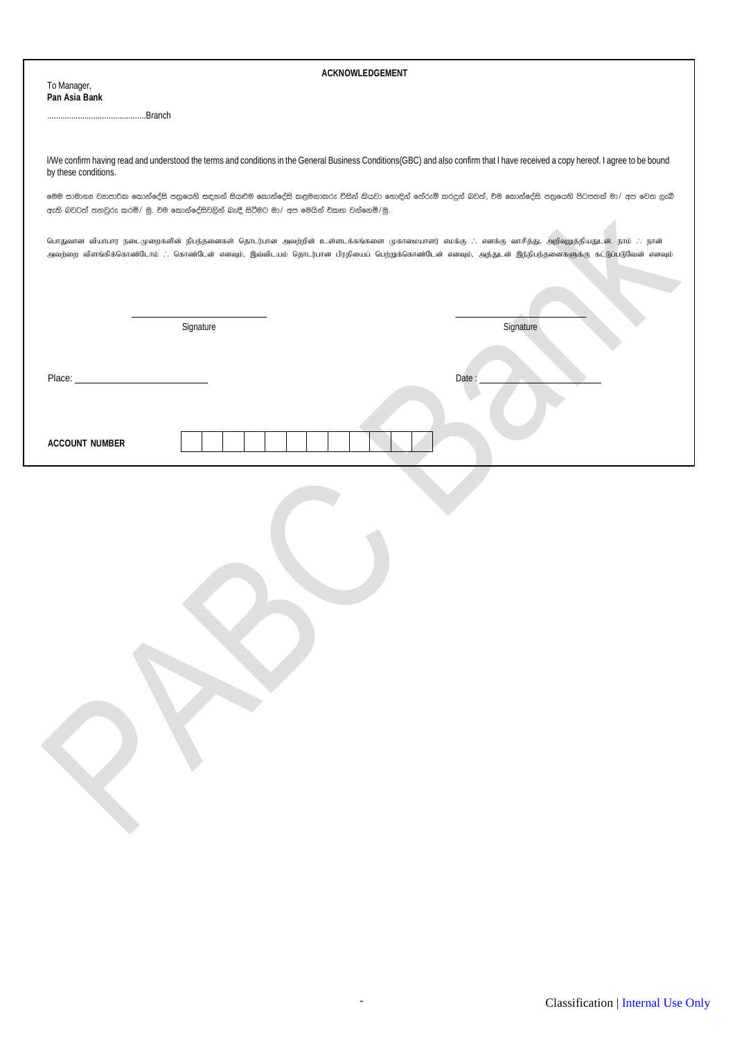## ACKNOWLEDGEMENT

To Manager,
**Pan Asia Bank**

............................................Branch

I/We confirm having read and understood the terms and conditions in the General Business Conditions(GBC) and also confirm that I have received a copy hereof. I agree to be bound by these conditions.

මෙම සාමාන්‍ය ව්‍යාපාරික කොන්දේසි පත්‍රයෙහි සඳහන් සියළුම කොන්දේසි කළමනාකරු විසින් කියවා හොඳින් තේරුම් කරදුන් බවත්, එම කොන්දේසි පත්‍රයෙහි පිටපතක් මා/ අප වෙත ලැබී ඇති බවටත් තහවුරු කරමි/ මු. එම කොන්දේසිවලින් බැඳී සිටීමට මා/ අප මෙයින් එකඟ වන්නෙමි/මු.

பொதுவான வியாபார நடைமுறைகளின் நிபந்தனைகள் தொடர்பான அவற்றின் உள்ளடக்கங்களை முகாமையாளர் எமக்கு ∴ எனக்கு வாசித்து, அறிவுறுத்தியதுடன், நாம் ∴ நான் அவற்றை விளங்கிக்கொண்டோம் ∴ கொண்டேன் எனவும், இவ்விடயம் தொடர்பான பிரதியைப் பெற்றுக்கொண்டேன் எனவும், அத்துடன் இந்நிபந்தனைகளுக்கு கட்டுப்படுவேன் எனவும்

Signature

Signature

Place: ______________________

Date : ______________________

**ACCOUNT NUMBER**

| | | | | | | | | | | | |
|---|---|---|---|---|---|---|---|---|---|---|---|
| | | | | | | | | | | | |